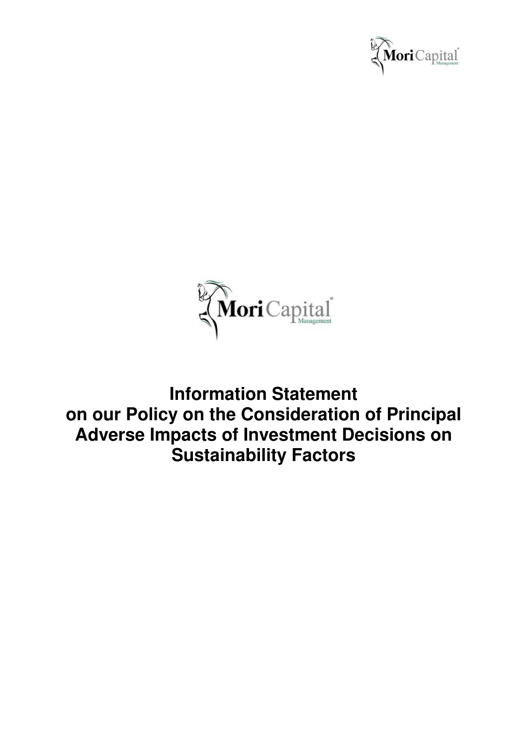# Information Statement on our Policy on the Consideration of Principal Adverse Impacts of Investment Decisions on Sustainability Factors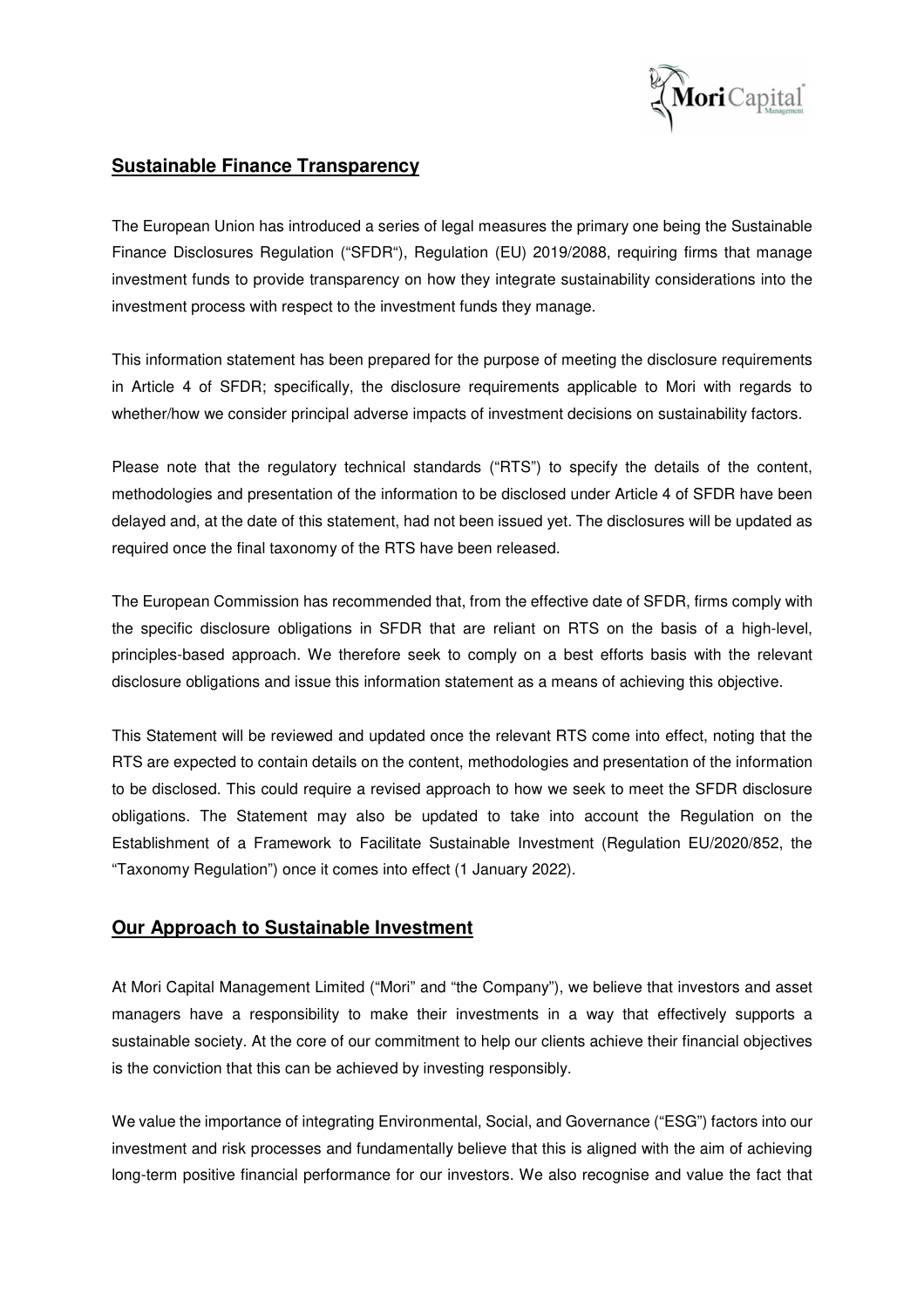## Sustainable Finance Transparency

The European Union has introduced a series of legal measures the primary one being the Sustainable Finance Disclosures Regulation ("SFDR"), Regulation (EU) 2019/2088, requiring firms that manage investment funds to provide transparency on how they integrate sustainability considerations into the investment process with respect to the investment funds they manage.

This information statement has been prepared for the purpose of meeting the disclosure requirements in Article 4 of SFDR; specifically, the disclosure requirements applicable to Mori with regards to whether/how we consider principal adverse impacts of investment decisions on sustainability factors.

Please note that the regulatory technical standards ("RTS") to specify the details of the content, methodologies and presentation of the information to be disclosed under Article 4 of SFDR have been delayed and, at the date of this statement, had not been issued yet. The disclosures will be updated as required once the final taxonomy of the RTS have been released.

The European Commission has recommended that, from the effective date of SFDR, firms comply with the specific disclosure obligations in SFDR that are reliant on RTS on the basis of a high-level, principles-based approach. We therefore seek to comply on a best efforts basis with the relevant disclosure obligations and issue this information statement as a means of achieving this objective.

This Statement will be reviewed and updated once the relevant RTS come into effect, noting that the RTS are expected to contain details on the content, methodologies and presentation of the information to be disclosed. This could require a revised approach to how we seek to meet the SFDR disclosure obligations. The Statement may also be updated to take into account the Regulation on the Establishment of a Framework to Facilitate Sustainable Investment (Regulation EU/2020/852, the "Taxonomy Regulation") once it comes into effect (1 January 2022).

## Our Approach to Sustainable Investment

At Mori Capital Management Limited ("Mori" and "the Company"), we believe that investors and asset managers have a responsibility to make their investments in a way that effectively supports a sustainable society. At the core of our commitment to help our clients achieve their financial objectives is the conviction that this can be achieved by investing responsibly.

We value the importance of integrating Environmental, Social, and Governance ("ESG") factors into our investment and risk processes and fundamentally believe that this is aligned with the aim of achieving long-term positive financial performance for our investors. We also recognise and value the fact that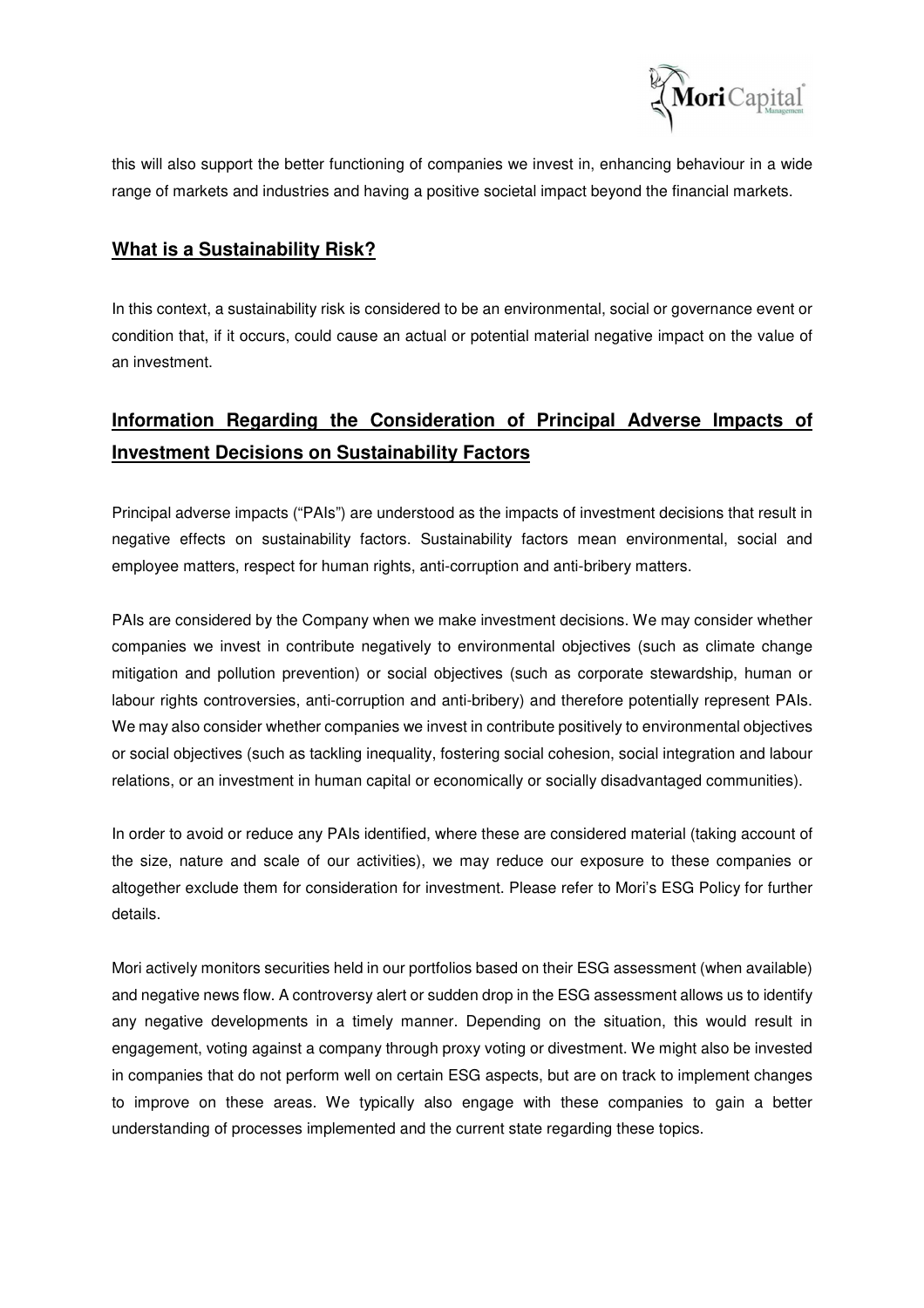this will also support the better functioning of companies we invest in, enhancing behaviour in a wide range of markets and industries and having a positive societal impact beyond the financial markets.

## What is a Sustainability Risk?

In this context, a sustainability risk is considered to be an environmental, social or governance event or condition that, if it occurs, could cause an actual or potential material negative impact on the value of an investment.

## Information Regarding the Consideration of Principal Adverse Impacts of Investment Decisions on Sustainability Factors

Principal adverse impacts ("PAIs") are understood as the impacts of investment decisions that result in negative effects on sustainability factors. Sustainability factors mean environmental, social and employee matters, respect for human rights, anti-corruption and anti-bribery matters.

PAIs are considered by the Company when we make investment decisions. We may consider whether companies we invest in contribute negatively to environmental objectives (such as climate change mitigation and pollution prevention) or social objectives (such as corporate stewardship, human or labour rights controversies, anti-corruption and anti-bribery) and therefore potentially represent PAIs. We may also consider whether companies we invest in contribute positively to environmental objectives or social objectives (such as tackling inequality, fostering social cohesion, social integration and labour relations, or an investment in human capital or economically or socially disadvantaged communities).

In order to avoid or reduce any PAIs identified, where these are considered material (taking account of the size, nature and scale of our activities), we may reduce our exposure to these companies or altogether exclude them for consideration for investment. Please refer to Mori's ESG Policy for further details.

Mori actively monitors securities held in our portfolios based on their ESG assessment (when available) and negative news flow. A controversy alert or sudden drop in the ESG assessment allows us to identify any negative developments in a timely manner. Depending on the situation, this would result in engagement, voting against a company through proxy voting or divestment. We might also be invested in companies that do not perform well on certain ESG aspects, but are on track to implement changes to improve on these areas. We typically also engage with these companies to gain a better understanding of processes implemented and the current state regarding these topics.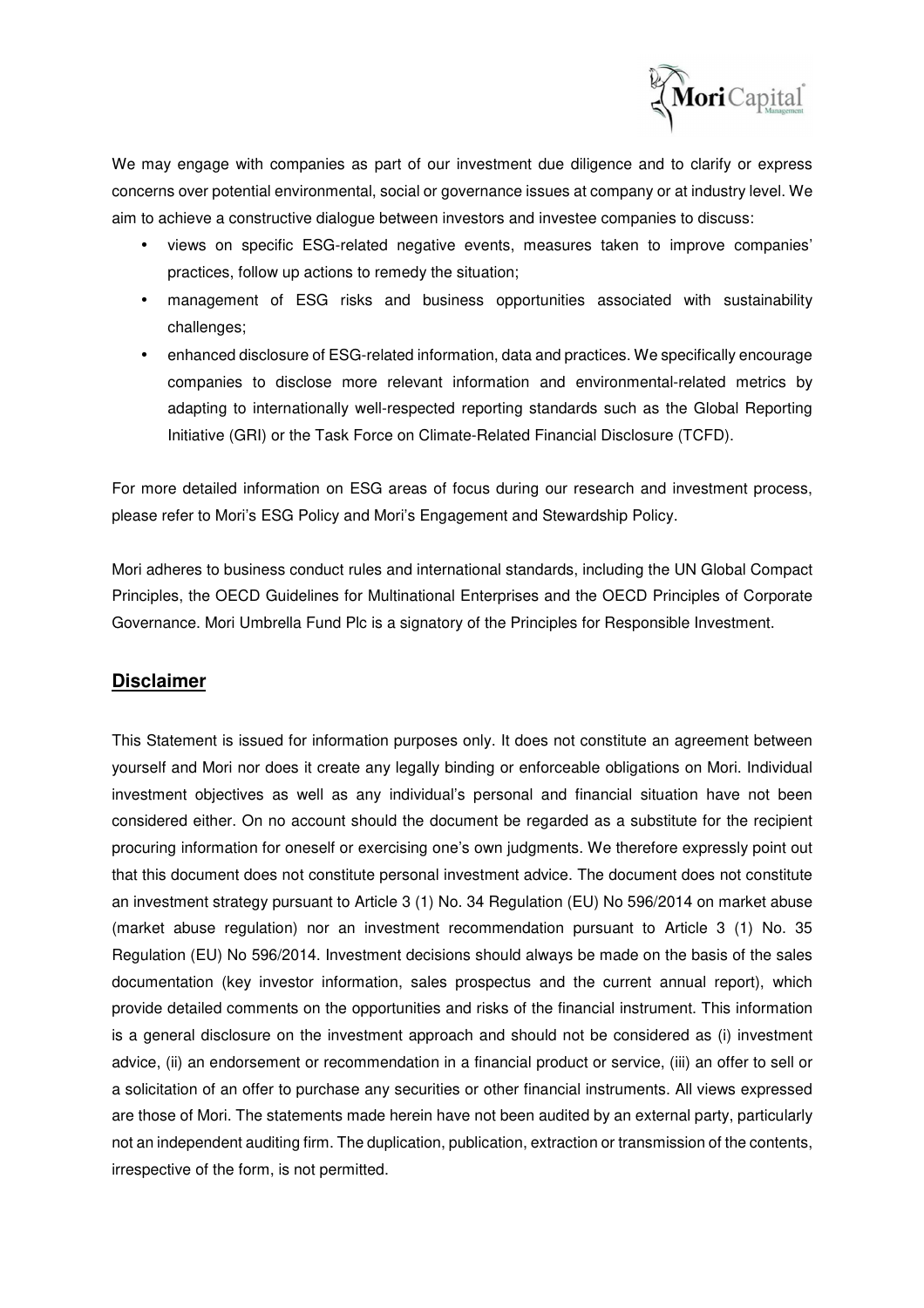We may engage with companies as part of our investment due diligence and to clarify or express concerns over potential environmental, social or governance issues at company or at industry level. We aim to achieve a constructive dialogue between investors and investee companies to discuss:

- views on specific ESG-related negative events, measures taken to improve companies' practices, follow up actions to remedy the situation;
- management of ESG risks and business opportunities associated with sustainability challenges;
- enhanced disclosure of ESG-related information, data and practices. We specifically encourage companies to disclose more relevant information and environmental-related metrics by adapting to internationally well-respected reporting standards such as the Global Reporting Initiative (GRI) or the Task Force on Climate-Related Financial Disclosure (TCFD).

For more detailed information on ESG areas of focus during our research and investment process, please refer to Mori's ESG Policy and Mori's Engagement and Stewardship Policy.

Mori adheres to business conduct rules and international standards, including the UN Global Compact Principles, the OECD Guidelines for Multinational Enterprises and the OECD Principles of Corporate Governance. Mori Umbrella Fund Plc is a signatory of the Principles for Responsible Investment.

## Disclaimer

This Statement is issued for information purposes only. It does not constitute an agreement between yourself and Mori nor does it create any legally binding or enforceable obligations on Mori. Individual investment objectives as well as any individual's personal and financial situation have not been considered either. On no account should the document be regarded as a substitute for the recipient procuring information for oneself or exercising one's own judgments. We therefore expressly point out that this document does not constitute personal investment advice. The document does not constitute an investment strategy pursuant to Article 3 (1) No. 34 Regulation (EU) No 596/2014 on market abuse (market abuse regulation) nor an investment recommendation pursuant to Article 3 (1) No. 35 Regulation (EU) No 596/2014. Investment decisions should always be made on the basis of the sales documentation (key investor information, sales prospectus and the current annual report), which provide detailed comments on the opportunities and risks of the financial instrument. This information is a general disclosure on the investment approach and should not be considered as (i) investment advice, (ii) an endorsement or recommendation in a financial product or service, (iii) an offer to sell or a solicitation of an offer to purchase any securities or other financial instruments. All views expressed are those of Mori. The statements made herein have not been audited by an external party, particularly not an independent auditing firm. The duplication, publication, extraction or transmission of the contents, irrespective of the form, is not permitted.